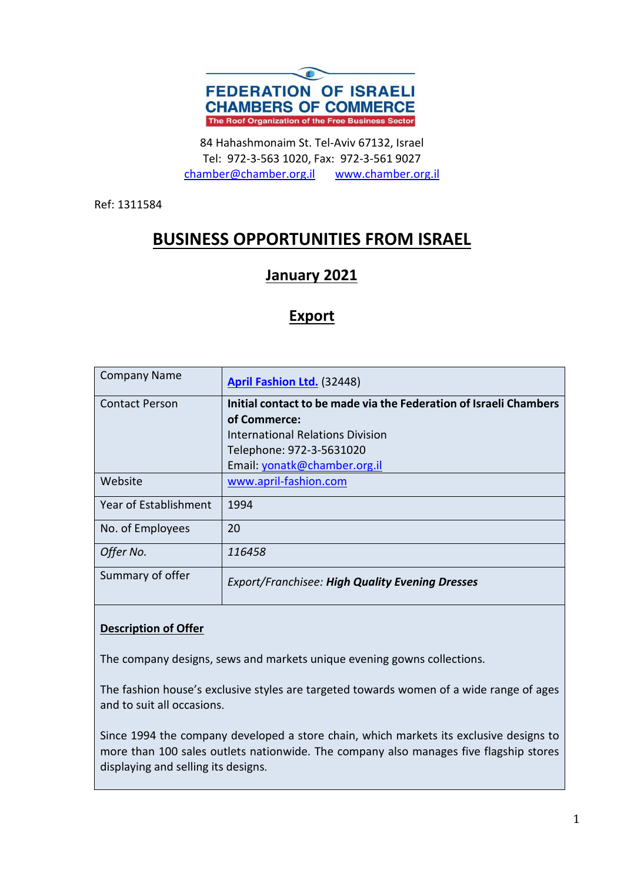**FEDERATION OF ISRAELI CHAMBERS OF COMMERCE**
The Roof Organization of the Free Business Sector

84 Hahashmonaim St. Tel-Aviv 67132, Israel
Tel: 972-3-563 1020, Fax: 972-3-561 9027
chamber@chamber.org.il www.chamber.org.il

Ref: 1311584

# BUSINESS OPPORTUNITIES FROM ISRAEL

## January 2021

## Export

| Company Name | **April Fashion Ltd.** (32448) |
|---|---|
| Contact Person | **Initial contact to be made via the Federation of Israeli Chambers of Commerce:** International Relations Division Telephone: 972-3-5631020 Email: yonatk@chamber.org.il |
| Website | www.april-fashion.com |
| Year of Establishment | 1994 |
| No. of Employees | 20 |
| *Offer No.* | *116458* |
| Summary of offer | *Export/Franchisee:* ***High Quality Evening Dresses*** |

**Description of Offer**

The company designs, sews and markets unique evening gowns collections.

The fashion house's exclusive styles are targeted towards women of a wide range of ages and to suit all occasions.

Since 1994 the company developed a store chain, which markets its exclusive designs to more than 100 sales outlets nationwide. The company also manages five flagship stores displaying and selling its designs.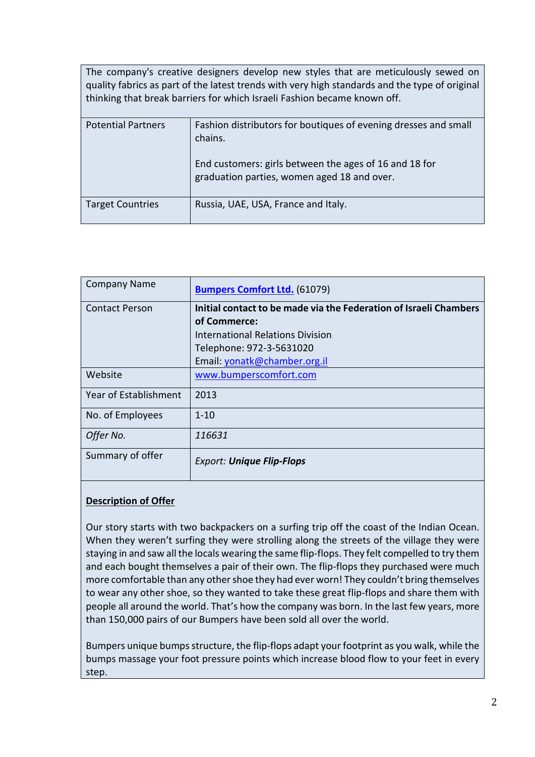The company's creative designers develop new styles that are meticulously sewed on quality fabrics as part of the latest trends with very high standards and the type of original thinking that break barriers for which Israeli Fashion became known off.

| | |
|---|---|
| Potential Partners | Fashion distributors for boutiques of evening dresses and small chains.<br><br>End customers: girls between the ages of 16 and 18 for graduation parties, women aged 18 and over. |
| Target Countries | Russia, UAE, USA, France and Italy. |

| | |
|---|---|
| Company Name | **Bumpers Comfort Ltd.** (61079) |
| Contact Person | **Initial contact to be made via the Federation of Israeli Chambers of Commerce:**<br>International Relations Division<br>Telephone: 972-3-5631020<br>Email: yonatk@chamber.org.il |
| Website | www.bumperscomfort.com |
| Year of Establishment | 2013 |
| No. of Employees | 1-10 |
| *Offer No.* | *116631* |
| Summary of offer | *Export: **Unique Flip-Flops*** |

**Description of Offer**

Our story starts with two backpackers on a surfing trip off the coast of the Indian Ocean. When they weren't surfing they were strolling along the streets of the village they were staying in and saw all the locals wearing the same flip-flops. They felt compelled to try them and each bought themselves a pair of their own. The flip-flops they purchased were much more comfortable than any other shoe they had ever worn! They couldn't bring themselves to wear any other shoe, so they wanted to take these great flip-flops and share them with people all around the world. That's how the company was born. In the last few years, more than 150,000 pairs of our Bumpers have been sold all over the world.

Bumpers unique bumps structure, the flip-flops adapt your footprint as you walk, while the bumps massage your foot pressure points which increase blood flow to your feet in every step.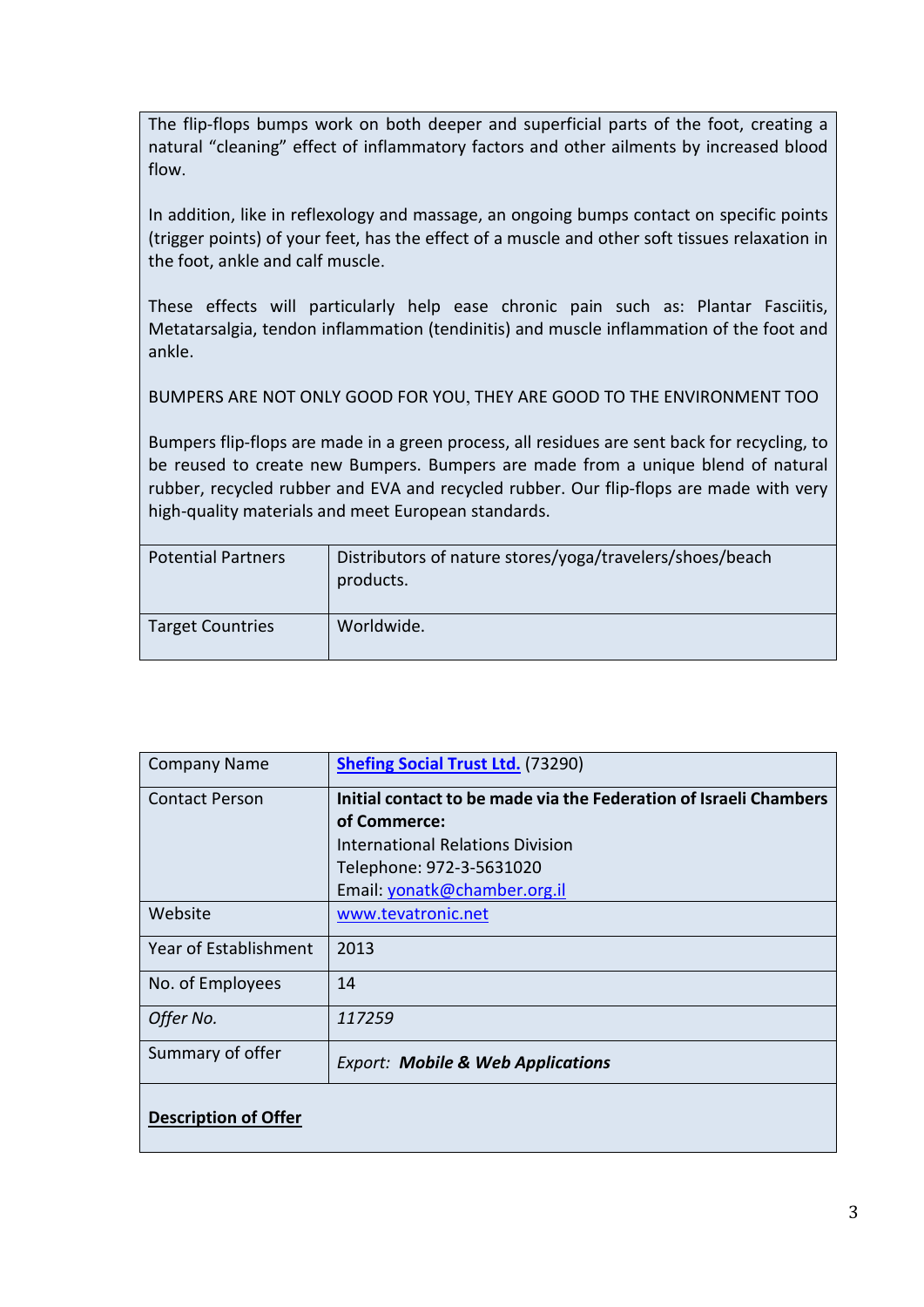The flip-flops bumps work on both deeper and superficial parts of the foot, creating a natural "cleaning" effect of inflammatory factors and other ailments by increased blood flow.

In addition, like in reflexology and massage, an ongoing bumps contact on specific points (trigger points) of your feet, has the effect of a muscle and other soft tissues relaxation in the foot, ankle and calf muscle.

These effects will particularly help ease chronic pain such as: Plantar Fasciitis, Metatarsalgia, tendon inflammation (tendinitis) and muscle inflammation of the foot and ankle.

BUMPERS ARE NOT ONLY GOOD FOR YOU, THEY ARE GOOD TO THE ENVIRONMENT TOO

Bumpers flip-flops are made in a green process, all residues are sent back for recycling, to be reused to create new Bumpers. Bumpers are made from a unique blend of natural rubber, recycled rubber and EVA and recycled rubber. Our flip-flops are made with very high-quality materials and meet European standards.

| | |
|---|---|
| Potential Partners | Distributors of nature stores/yoga/travelers/shoes/beach products. |
| Target Countries | Worldwide. |

| | |
|---|---|
| Company Name | **Shefing Social Trust Ltd.** (73290) |
| Contact Person | **Initial contact to be made via the Federation of Israeli Chambers of Commerce:**<br>International Relations Division<br>Telephone: 972-3-5631020<br>Email: yonatk@chamber.org.il |
| Website | www.tevatronic.net |
| Year of Establishment | 2013 |
| No. of Employees | 14 |
| *Offer No.* | *117259* |
| Summary of offer | *Export:* ***Mobile & Web Applications*** |

**Description of Offer**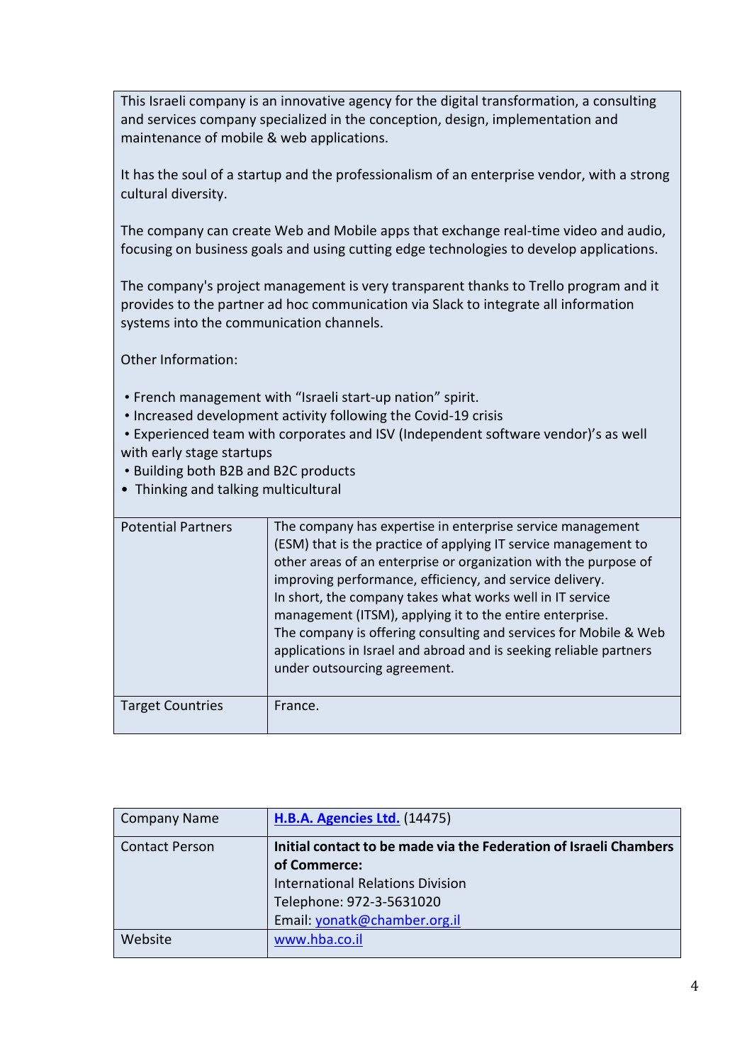This Israeli company is an innovative agency for the digital transformation, a consulting and services company specialized in the conception, design, implementation and maintenance of mobile & web applications.

It has the soul of a startup and the professionalism of an enterprise vendor, with a strong cultural diversity.

The company can create Web and Mobile apps that exchange real-time video and audio, focusing on business goals and using cutting edge technologies to develop applications.

The company's project management is very transparent thanks to Trello program and it provides to the partner ad hoc communication via Slack to integrate all information systems into the communication channels.

Other Information:

- French management with "Israeli start-up nation" spirit.
- Increased development activity following the Covid-19 crisis
- Experienced team with corporates and ISV (Independent software vendor)'s as well with early stage startups
- Building both B2B and B2C products
- Thinking and talking multicultural

| | |
|---|---|
| Potential Partners | The company has expertise in enterprise service management (ESM) that is the practice of applying IT service management to other areas of an enterprise or organization with the purpose of improving performance, efficiency, and service delivery.<br>In short, the company takes what works well in IT service management (ITSM), applying it to the entire enterprise.<br>The company is offering consulting and services for Mobile & Web applications in Israel and abroad and is seeking reliable partners under outsourcing agreement. |
| Target Countries | France. |

| | |
|---|---|
| Company Name | **H.B.A. Agencies Ltd.** (14475) |
| Contact Person | **Initial contact to be made via the Federation of Israeli Chambers of Commerce:**<br>International Relations Division<br>Telephone: 972-3-5631020<br>Email: yonatk@chamber.org.il |
| Website | www.hba.co.il |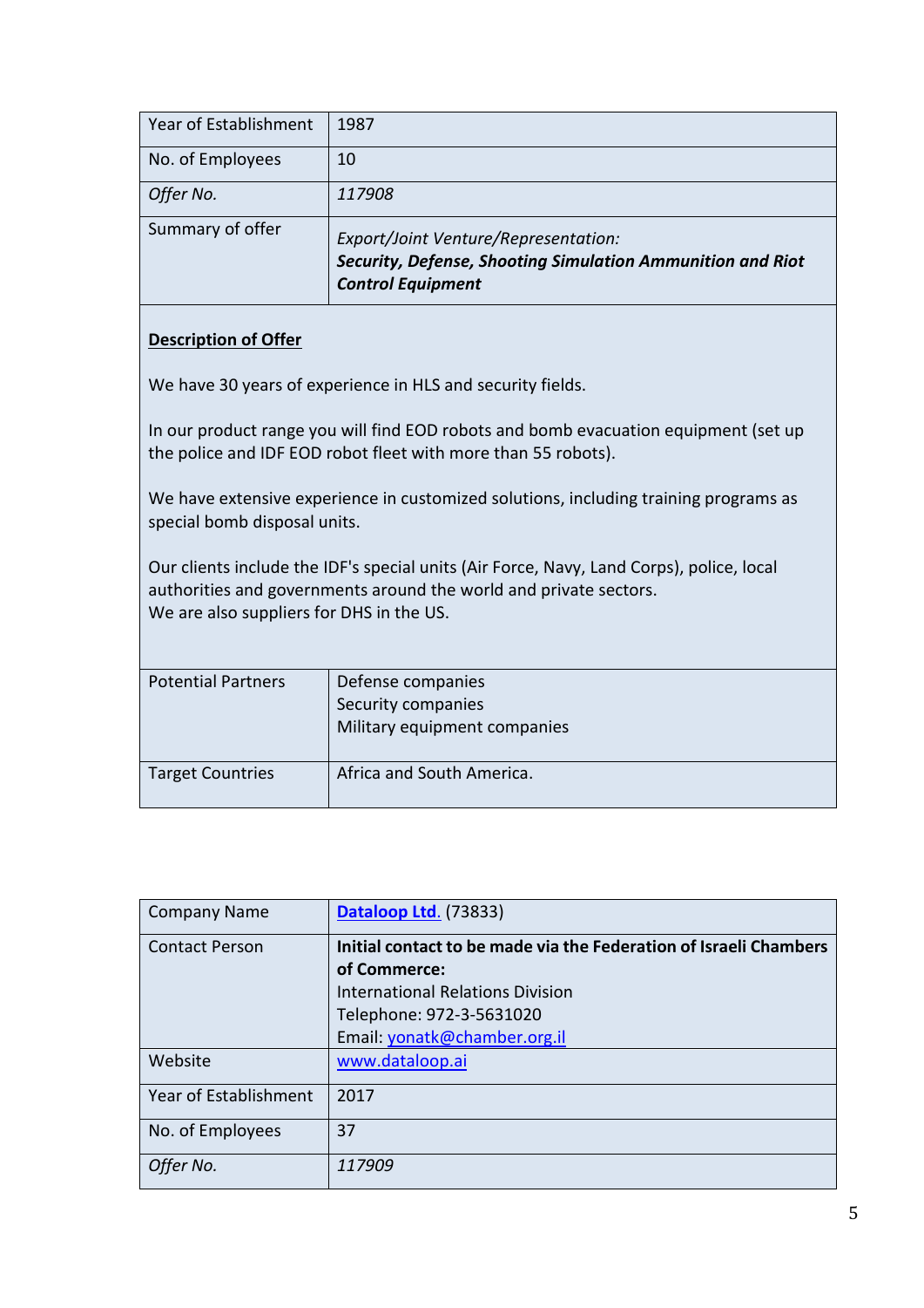| Year of Establishment | 1987 |
|---|---|
| No. of Employees | 10 |
| *Offer No.* | *117908* |
| Summary of offer | *Export/Joint Venture/Representation:* ***Security, Defense, Shooting Simulation Ammunition and Riot Control Equipment*** |

**Description of Offer**

We have 30 years of experience in HLS and security fields.

In our product range you will find EOD robots and bomb evacuation equipment (set up the police and IDF EOD robot fleet with more than 55 robots).

We have extensive experience in customized solutions, including training programs as special bomb disposal units.

Our clients include the IDF's special units (Air Force, Navy, Land Corps), police, local authorities and governments around the world and private sectors.
We are also suppliers for DHS in the US.

| Potential Partners | Defense companies<br>Security companies<br>Military equipment companies |
|---|---|
| Target Countries | Africa and South America. |

| Company Name | **Dataloop Ltd.** (73833) |
|---|---|
| Contact Person | **Initial contact to be made via the Federation of Israeli Chambers of Commerce:**<br>International Relations Division<br>Telephone: 972-3-5631020<br>Email: yonatk@chamber.org.il |
| Website | www.dataloop.ai |
| Year of Establishment | 2017 |
| No. of Employees | 37 |
| *Offer No.* | *117909* |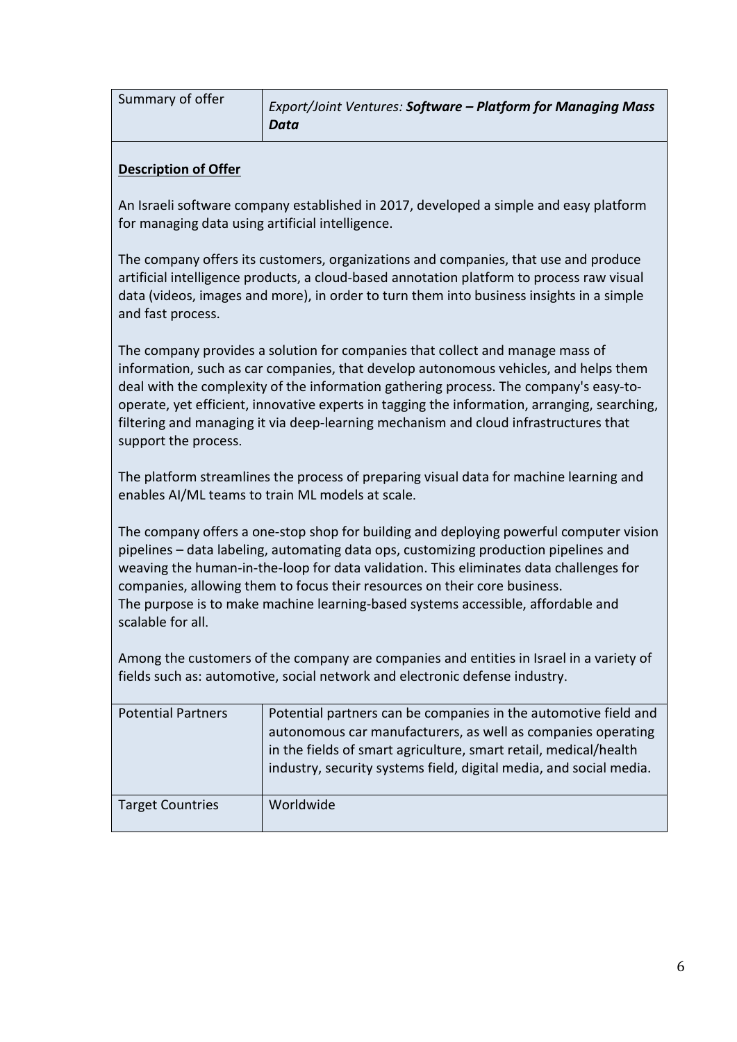| Summary of offer | *Export/Joint Ventures:* ***Software – Platform for Managing Mass Data*** |
|---|---|

**Description of Offer**

An Israeli software company established in 2017, developed a simple and easy platform for managing data using artificial intelligence.

The company offers its customers, organizations and companies, that use and produce artificial intelligence products, a cloud-based annotation platform to process raw visual data (videos, images and more), in order to turn them into business insights in a simple and fast process.

The company provides a solution for companies that collect and manage mass of information, such as car companies, that develop autonomous vehicles, and helps them deal with the complexity of the information gathering process. The company's easy-to-operate, yet efficient, innovative experts in tagging the information, arranging, searching, filtering and managing it via deep-learning mechanism and cloud infrastructures that support the process.

The platform streamlines the process of preparing visual data for machine learning and enables AI/ML teams to train ML models at scale.

The company offers a one-stop shop for building and deploying powerful computer vision pipelines – data labeling, automating data ops, customizing production pipelines and weaving the human-in-the-loop for data validation. This eliminates data challenges for companies, allowing them to focus their resources on their core business.
The purpose is to make machine learning-based systems accessible, affordable and scalable for all.

Among the customers of the company are companies and entities in Israel in a variety of fields such as: automotive, social network and electronic defense industry.

| Potential Partners | Potential partners can be companies in the automotive field and autonomous car manufacturers, as well as companies operating in the fields of smart agriculture, smart retail, medical/health industry, security systems field, digital media, and social media. |
|---|---|
| Target Countries | Worldwide |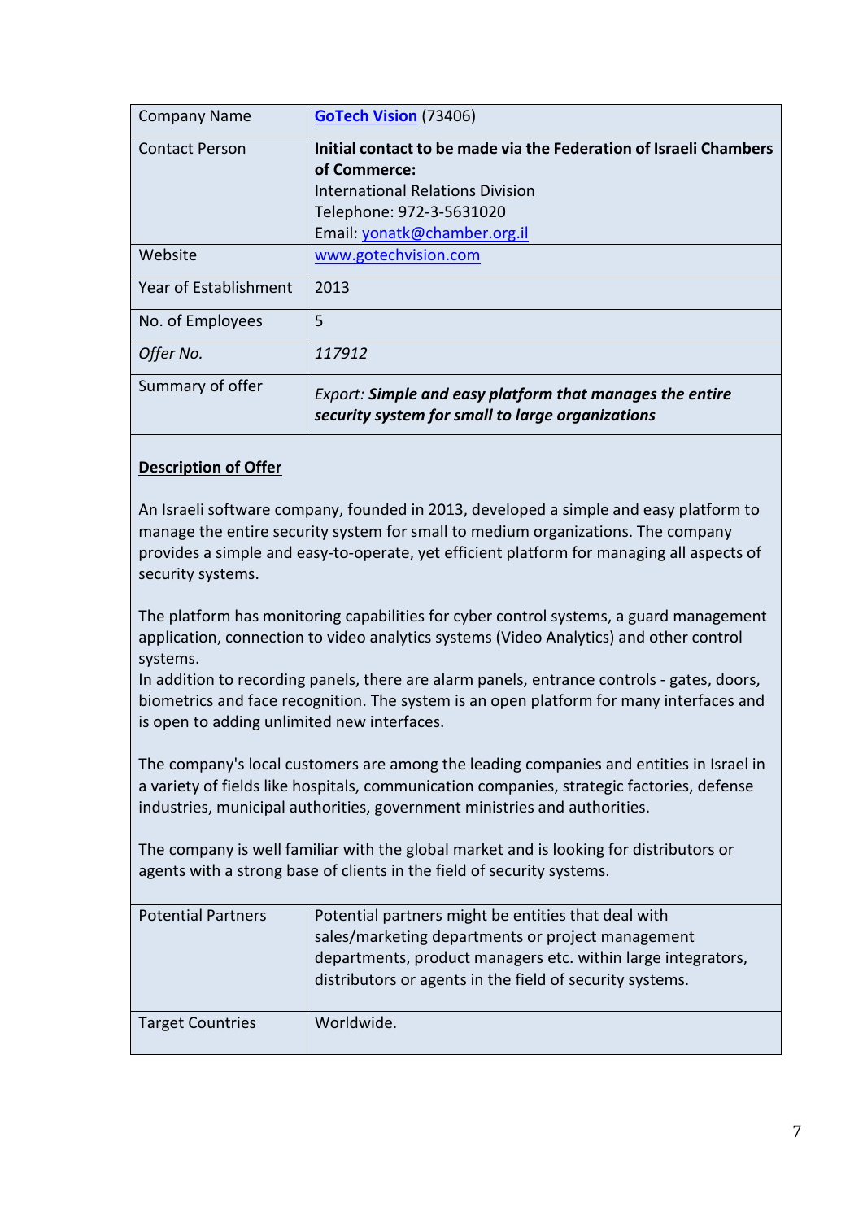| Company Name | [**GoTech Vision**](http://www.gotechvision.com) (73406) |
|---|---|
| Contact Person | **Initial contact to be made via the Federation of Israeli Chambers of Commerce:**<br>International Relations Division<br>Telephone: 972-3-5631020<br>Email: yonatk@chamber.org.il |
| Website | www.gotechvision.com |
| Year of Establishment | 2013 |
| No. of Employees | 5 |
| *Offer No.* | *117912* |
| Summary of offer | *Export: **Simple and easy platform that manages the entire security system for small to large organizations*** |

**Description of Offer**

An Israeli software company, founded in 2013, developed a simple and easy platform to manage the entire security system for small to medium organizations. The company provides a simple and easy-to-operate, yet efficient platform for managing all aspects of security systems.

The platform has monitoring capabilities for cyber control systems, a guard management application, connection to video analytics systems (Video Analytics) and other control systems.
In addition to recording panels, there are alarm panels, entrance controls - gates, doors, biometrics and face recognition. The system is an open platform for many interfaces and is open to adding unlimited new interfaces.

The company's local customers are among the leading companies and entities in Israel in a variety of fields like hospitals, communication companies, strategic factories, defense industries, municipal authorities, government ministries and authorities.

The company is well familiar with the global market and is looking for distributors or agents with a strong base of clients in the field of security systems.

| Potential Partners | Potential partners might be entities that deal with sales/marketing departments or project management departments, product managers etc. within large integrators, distributors or agents in the field of security systems. |
|---|---|
| Target Countries | Worldwide. |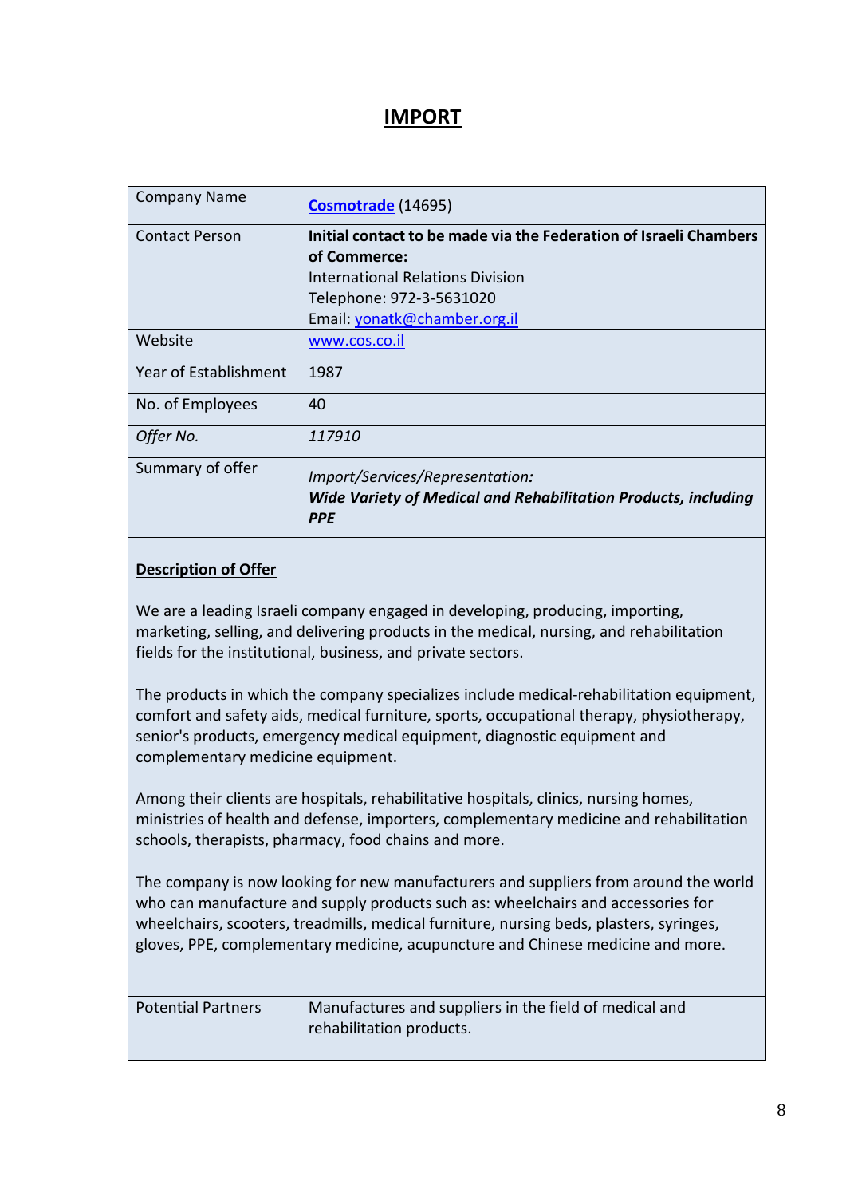# IMPORT

| Company Name | **[Cosmotrade](http://www.cos.co.il)** (14695) |
|---|---|
| Contact Person | **Initial contact to be made via the Federation of Israeli Chambers of Commerce:**<br>International Relations Division<br>Telephone: 972-3-5631020<br>Email: yonatk@chamber.org.il |
| Website | www.cos.co.il |
| Year of Establishment | 1987 |
| No. of Employees | 40 |
| *Offer No.* | *117910* |
| Summary of offer | *Import/Services/Representation:*<br>***Wide Variety of Medical and Rehabilitation Products, including PPE*** |

**Description of Offer**

We are a leading Israeli company engaged in developing, producing, importing, marketing, selling, and delivering products in the medical, nursing, and rehabilitation fields for the institutional, business, and private sectors.

The products in which the company specializes include medical-rehabilitation equipment, comfort and safety aids, medical furniture, sports, occupational therapy, physiotherapy, senior's products, emergency medical equipment, diagnostic equipment and complementary medicine equipment.

Among their clients are hospitals, rehabilitative hospitals, clinics, nursing homes, ministries of health and defense, importers, complementary medicine and rehabilitation schools, therapists, pharmacy, food chains and more.

The company is now looking for new manufacturers and suppliers from around the world who can manufacture and supply products such as: wheelchairs and accessories for wheelchairs, scooters, treadmills, medical furniture, nursing beds, plasters, syringes, gloves, PPE, complementary medicine, acupuncture and Chinese medicine and more.

| Potential Partners | Manufactures and suppliers in the field of medical and rehabilitation products. |
|---|---|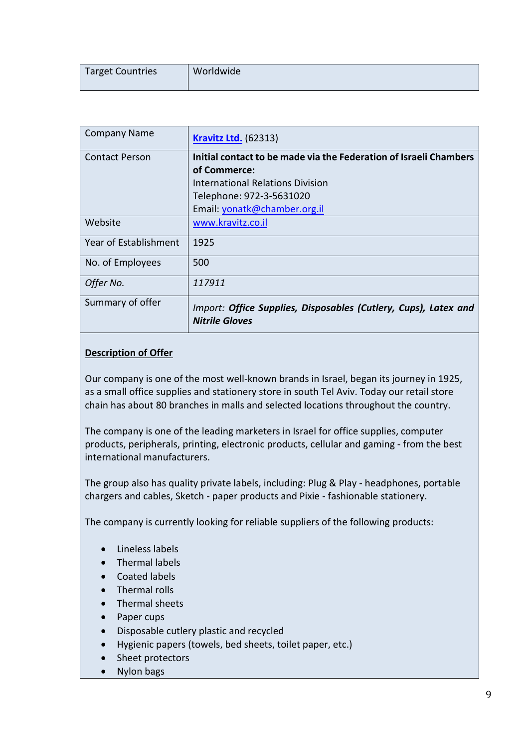| Target Countries | Worldwide |
|---|---|

| Company Name | **[Kravitz Ltd.](http://www.kravitz.co.il)** (62313) |
|---|---|
| Contact Person | **Initial contact to be made via the Federation of Israeli Chambers of Commerce:** International Relations Division Telephone: 972-3-5631020 Email: yonatk@chamber.org.il |
| Website | www.kravitz.co.il |
| Year of Establishment | 1925 |
| No. of Employees | 500 |
| *Offer No.* | *117911* |
| Summary of offer | *Import: **Office Supplies, Disposables (Cutlery, Cups), Latex and Nitrile Gloves*** |

**Description of Offer**

Our company is one of the most well-known brands in Israel, began its journey in 1925, as a small office supplies and stationery store in south Tel Aviv. Today our retail store chain has about 80 branches in malls and selected locations throughout the country.

The company is one of the leading marketers in Israel for office supplies, computer products, peripherals, printing, electronic products, cellular and gaming - from the best international manufacturers.

The group also has quality private labels, including: Plug & Play - headphones, portable chargers and cables, Sketch - paper products and Pixie - fashionable stationery.

The company is currently looking for reliable suppliers of the following products:

- Lineless labels
- Thermal labels
- Coated labels
- Thermal rolls
- Thermal sheets
- Paper cups
- Disposable cutlery plastic and recycled
- Hygienic papers (towels, bed sheets, toilet paper, etc.)
- Sheet protectors
- Nylon bags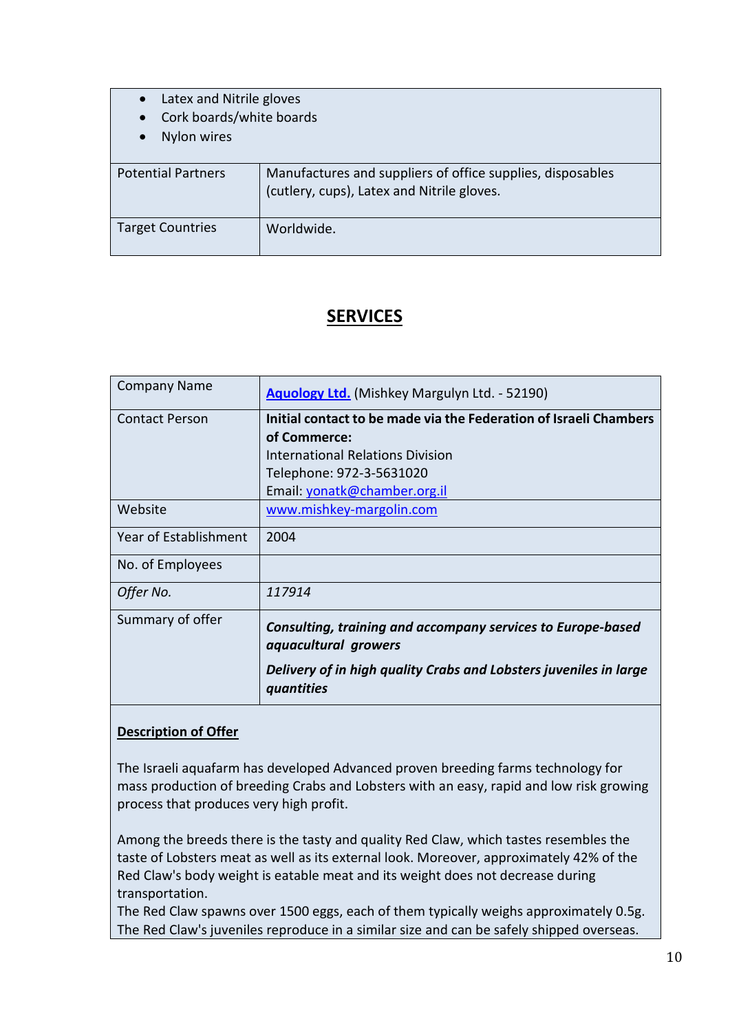| | |
|---|---|
| • Latex and Nitrile gloves<br>• Cork boards/white boards<br>• Nylon wires | |
| Potential Partners | Manufactures and suppliers of office supplies, disposables (cutlery, cups), Latex and Nitrile gloves. |
| Target Countries | Worldwide. |

## SERVICES

| | |
|---|---|
| Company Name | **Aquology Ltd.** (Mishkey Margulyn Ltd. - 52190) |
| Contact Person | **Initial contact to be made via the Federation of Israeli Chambers of Commerce:**<br>International Relations Division<br>Telephone: 972-3-5631020<br>Email: yonatk@chamber.org.il |
| Website | www.mishkey-margolin.com |
| Year of Establishment | 2004 |
| No. of Employees | |
| *Offer No.* | *117914* |
| Summary of offer | ***Consulting, training and accompany services to Europe-based aquacultural growers***<br>***Delivery of in high quality Crabs and Lobsters juveniles in large quantities*** |

**Description of Offer**

The Israeli aquafarm has developed Advanced proven breeding farms technology for mass production of breeding Crabs and Lobsters with an easy, rapid and low risk growing process that produces very high profit.

Among the breeds there is the tasty and quality Red Claw, which tastes resembles the taste of Lobsters meat as well as its external look. Moreover, approximately 42% of the Red Claw's body weight is eatable meat and its weight does not decrease during transportation.
The Red Claw spawns over 1500 eggs, each of them typically weighs approximately 0.5g. The Red Claw's juveniles reproduce in a similar size and can be safely shipped overseas.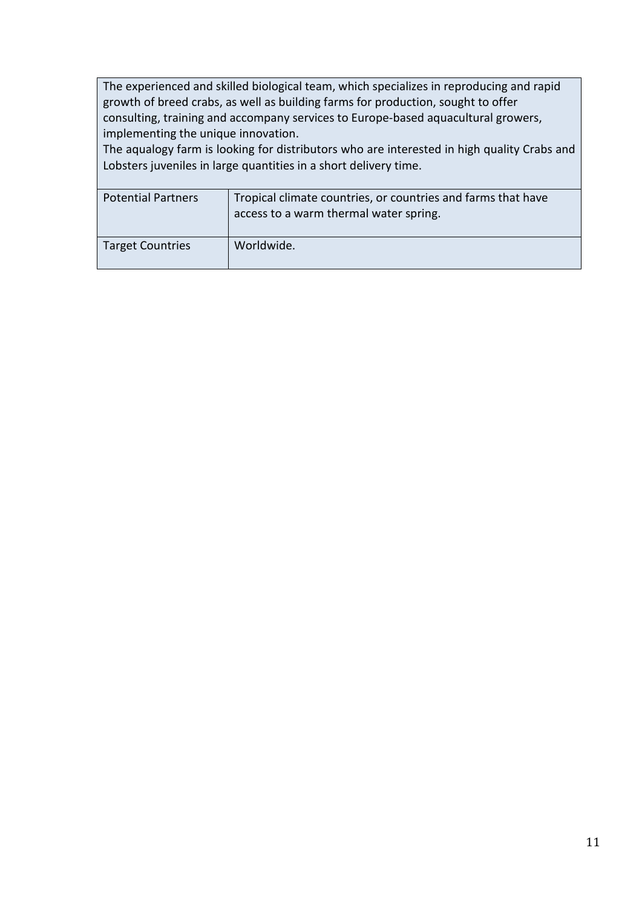The experienced and skilled biological team, which specializes in reproducing and rapid growth of breed crabs, as well as building farms for production, sought to offer consulting, training and accompany services to Europe-based aquacultural growers, implementing the unique innovation.
The aqualogy farm is looking for distributors who are interested in high quality Crabs and Lobsters juveniles in large quantities in a short delivery time.

| | |
|---|---|
| Potential Partners | Tropical climate countries, or countries and farms that have access to a warm thermal water spring. |
| Target Countries | Worldwide. |